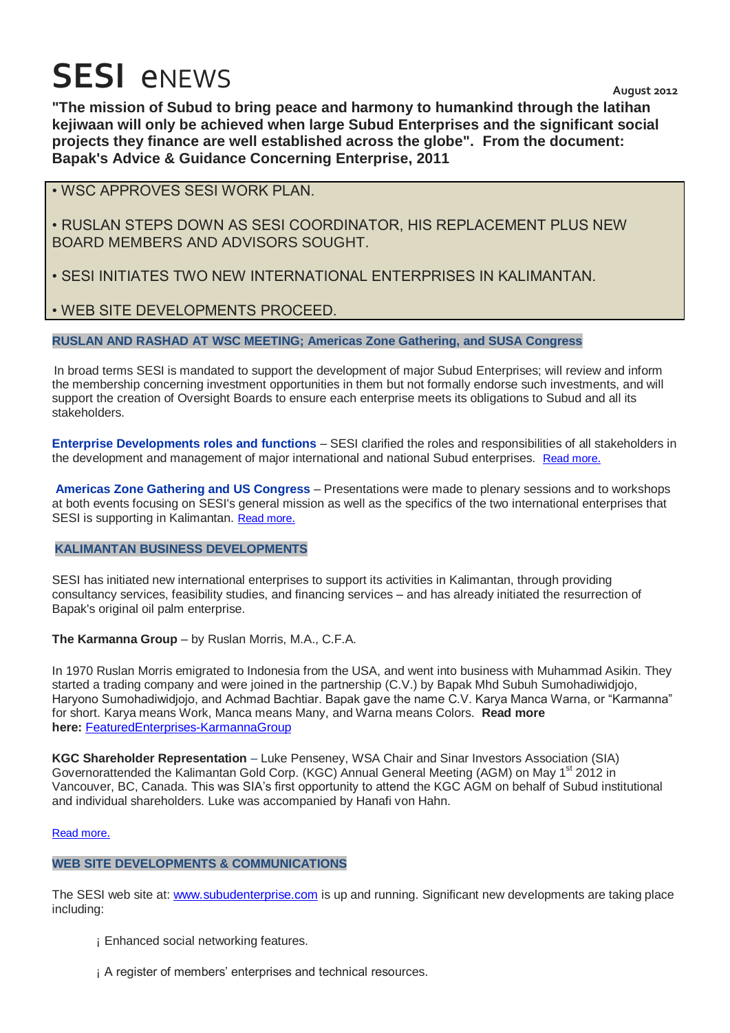# SESI eNEWS

August 2012

**"The mission of Subud to bring peace and harmony to humankind through the latihan kejiwaan will only be achieved when large Subud Enterprises and the significant social projects they finance are well established across the globe". From the document: Bapak's Advice & Guidance Concerning Enterprise, 2011**

• WSC APPROVES SESI WORK PLAN.

• RUSLAN STEPS DOWN AS SESI COORDINATOR, HIS REPLACEMENT PLUS NEW BOARD MEMBERS AND ADVISORS SOUGHT.

• SESI INITIATES TWO NEW INTERNATIONAL ENTERPRISES IN KALIMANTAN.

• WEB SITE DEVELOPMENTS PROCEED.

## RUSLAN AND RASHAD AT WSC MEETING; Americas Zone Gathering, and SUSA Congress

In broad terms SESI is mandated to support the development of major Subud Enterprises; will review and inform the membership concerning investment opportunities in them but not formally endorse such investments, and will support the creation of Oversight Boards to ensure each enterprise meets its obligations to Subud and all its stakeholders.

**Enterprise Developments roles and functions** – SESI clarified the roles and responsibilities of all stakeholders in the development and management of major international and national Subud enterprises. Read more.

**Americas Zone Gathering and US Congress** – Presentations were made to plenary sessions and to workshops at both events focusing on SESI's general mission as well as the specifics of the two international enterprises that SESI is supporting in Kalimantan. Read more.

## KALIMANTAN BUSINESS DEVELOPMENTS

SESI has initiated new international enterprises to support its activities in Kalimantan, through providing consultancy services, feasibility studies, and financing services – and has already initiated the resurrection of Bapak's original oil palm enterprise.

**The Karmanna Group** – by Ruslan Morris, M.A., C.F.A.

In 1970 Ruslan Morris emigrated to Indonesia from the USA, and went into business with Muhammad Asikin. They started a trading company and were joined in the partnership (C.V.) by Bapak Mhd Subuh Sumohadiwidjojo, Haryono Sumohadiwidjojo, and Achmad Bachtiar. Bapak gave the name C.V. Karya Manca Warna, or "Karmanna" for short. Karya means Work, Manca means Many, and Warna means Colors. **Read more here:** FeaturedEnterprises-KarmannaGroup

**KGC Shareholder Representation** – Luke Penseney, WSA Chair and Sinar Investors Association (SIA) Governorattended the Kalimantan Gold Corp. (KGC) Annual General Meeting (AGM) on May 1st 2012 in Vancouver, BC, Canada. This was SIA's first opportunity to attend the KGC AGM on behalf of Subud institutional and individual shareholders. Luke was accompanied by Hanafi von Hahn.

Read more.

## WEB SITE DEVELOPMENTS & COMMUNICATIONS

The SESI web site at: www.subudenterprise.com is up and running. Significant new developments are taking place including:

- Enhanced social networking features.
- A register of members' enterprises and technical resources.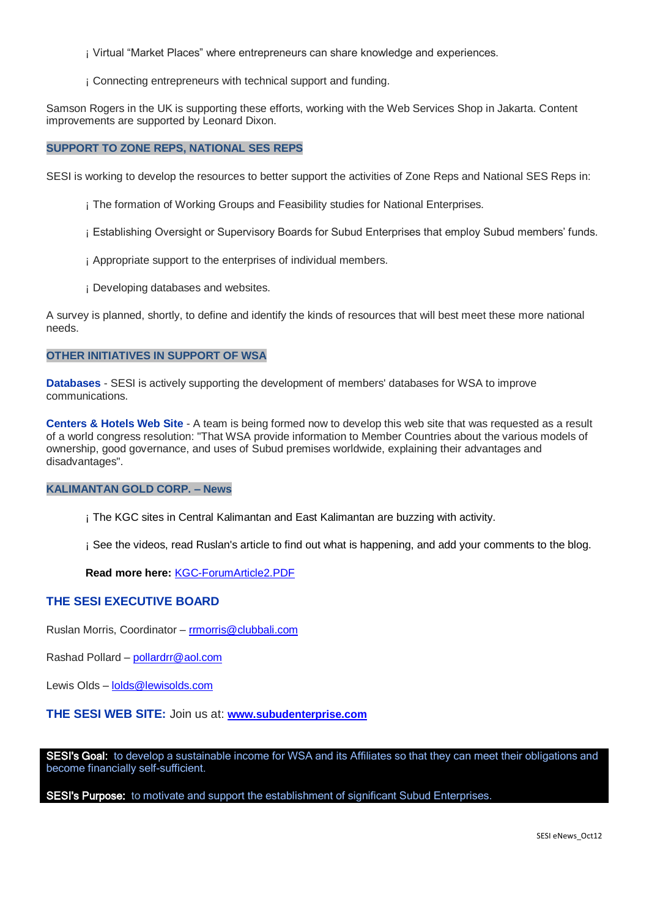- Virtual “Market Places” where entrepreneurs can share knowledge and experiences.
- Connecting entrepreneurs with technical support and funding.

Samson Rogers in the UK is supporting these efforts, working with the Web Services Shop in Jakarta. Content improvements are supported by Leonard Dixon.

### SUPPORT TO ZONE REPS, NATIONAL SES REPS

SESI is working to develop the resources to better support the activities of Zone Reps and National SES Reps in:

- The formation of Working Groups and Feasibility studies for National Enterprises.
- Establishing Oversight or Supervisory Boards for Subud Enterprises that employ Subud members’ funds.
- Appropriate support to the enterprises of individual members.
- Developing databases and websites.

A survey is planned, shortly, to define and identify the kinds of resources that will best meet these more national needs.

### OTHER INITIATIVES IN SUPPORT OF WSA

**Databases** - SESI is actively supporting the development of members' databases for WSA to improve communications.

**Centers & Hotels Web Site** - A team is being formed now to develop this web site that was requested as a result of a world congress resolution: "That WSA provide information to Member Countries about the various models of ownership, good governance, and uses of Subud premises worldwide, explaining their advantages and disadvantages".

### KALIMANTAN GOLD CORP. – News

- The KGC sites in Central Kalimantan and East Kalimantan are buzzing with activity.
- See the videos, read Ruslan's article to find out what is happening, and add your comments to the blog.

**Read more here:** KGC-ForumArticle2.PDF

## THE SESI EXECUTIVE BOARD

Ruslan Morris, Coordinator – rrmorris@clubbali.com

Rashad Pollard – pollardrr@aol.com

Lewis Olds – lolds@lewisolds.com

**THE SESI WEB SITE:** Join us at: **www.subudenterprise.com**

**SESI's Goal:** to develop a sustainable income for WSA and its Affiliates so that they can meet their obligations and become financially self-sufficient.

**SESI's Purpose:** to motivate and support the establishment of significant Subud Enterprises.